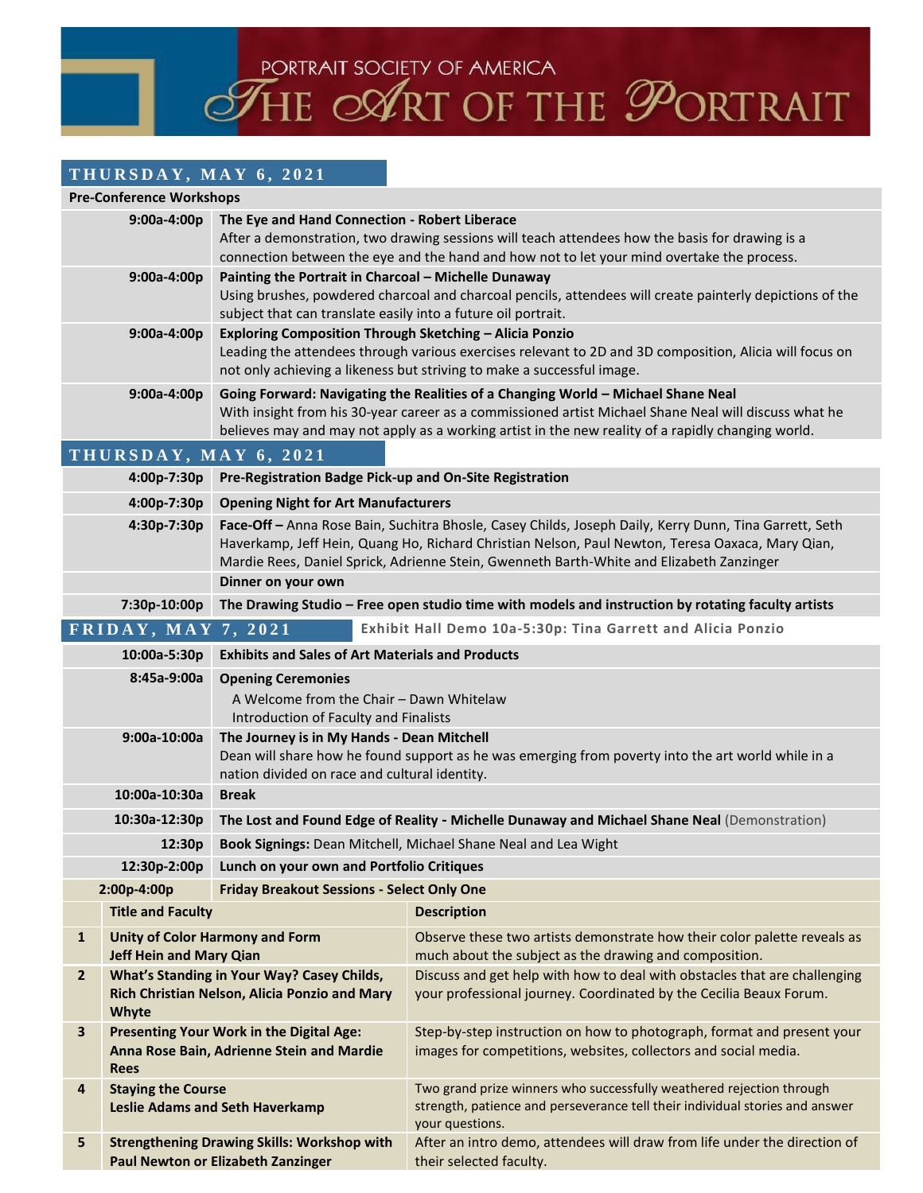# PORTRAIT SOCIETY OF AMERICA — THE ART OF THE PORTRAIT

## THURSDAY, MAY 6, 2021

**Pre-Conference Workshops**

| Time | Session |
|---|---|
| 9:00a-4:00p | **The Eye and Hand Connection - Robert Liberace**<br>After a demonstration, two drawing sessions will teach attendees how the basis for drawing is a connection between the eye and the hand and how not to let your mind overtake the process. |
| 9:00a-4:00p | **Painting the Portrait in Charcoal – Michelle Dunaway**<br>Using brushes, powdered charcoal and charcoal pencils, attendees will create painterly depictions of the subject that can translate easily into a future oil portrait. |
| 9:00a-4:00p | **Exploring Composition Through Sketching – Alicia Ponzio**<br>Leading the attendees through various exercises relevant to 2D and 3D composition, Alicia will focus on not only achieving a likeness but striving to make a successful image. |
| 9:00a-4:00p | **Going Forward: Navigating the Realities of a Changing World – Michael Shane Neal**<br>With insight from his 30-year career as a commissioned artist Michael Shane Neal will discuss what he believes may and may not apply as a working artist in the new reality of a rapidly changing world. |

## THURSDAY, MAY 6, 2021

| Time | Session |
|---|---|
| 4:00p-7:30p | **Pre-Registration Badge Pick-up and On-Site Registration** |
| 4:00p-7:30p | **Opening Night for Art Manufacturers** |
| 4:30p-7:30p | **Face-Off –** Anna Rose Bain, Suchitra Bhosle, Casey Childs, Joseph Daily, Kerry Dunn, Tina Garrett, Seth Haverkamp, Jeff Hein, Quang Ho, Richard Christian Nelson, Paul Newton, Teresa Oaxaca, Mary Qian, Mardie Rees, Daniel Sprick, Adrienne Stein, Gwenneth Barth-White and Elizabeth Zanzinger |
| | **Dinner on your own** |
| 7:30p-10:00p | **The Drawing Studio – Free open studio time with models and instruction by rotating faculty artists** |

## FRIDAY, MAY 7, 2021

**Exhibit Hall Demo 10a-5:30p: Tina Garrett and Alicia Ponzio**

| Time | Session |
|---|---|
| 10:00a-5:30p | **Exhibits and Sales of Art Materials and Products** |
| 8:45a-9:00a | **Opening Ceremonies**<br>A Welcome from the Chair – Dawn Whitelaw<br>Introduction of Faculty and Finalists |
| 9:00a-10:00a | **The Journey is in My Hands - Dean Mitchell**<br>Dean will share how he found support as he was emerging from poverty into the art world while in a nation divided on race and cultural identity. |
| 10:00a-10:30a | **Break** |
| 10:30a-12:30p | **The Lost and Found Edge of Reality - Michelle Dunaway and Michael Shane Neal** (Demonstration) |
| 12:30p | **Book Signings:** Dean Mitchell, Michael Shane Neal and Lea Wight |
| 12:30p-2:00p | **Lunch on your own and Portfolio Critiques** |
| 2:00p-4:00p | **Friday Breakout Sessions - Select Only One** |

| # | Title and Faculty | Description |
|---|---|---|
| 1 | **Unity of Color Harmony and Form**<br>**Jeff Hein and Mary Qian** | Observe these two artists demonstrate how their color palette reveals as much about the subject as the drawing and composition. |
| 2 | **What's Standing in Your Way? Casey Childs, Rich Christian Nelson, Alicia Ponzio and Mary Whyte** | Discuss and get help with how to deal with obstacles that are challenging your professional journey. Coordinated by the Cecilia Beaux Forum. |
| 3 | **Presenting Your Work in the Digital Age: Anna Rose Bain, Adrienne Stein and Mardie Rees** | Step-by-step instruction on how to photograph, format and present your images for competitions, websites, collectors and social media. |
| 4 | **Staying the Course**<br>**Leslie Adams and Seth Haverkamp** | Two grand prize winners who successfully weathered rejection through strength, patience and perseverance tell their individual stories and answer your questions. |
| 5 | **Strengthening Drawing Skills: Workshop with Paul Newton or Elizabeth Zanzinger** | After an intro demo, attendees will draw from life under the direction of their selected faculty. |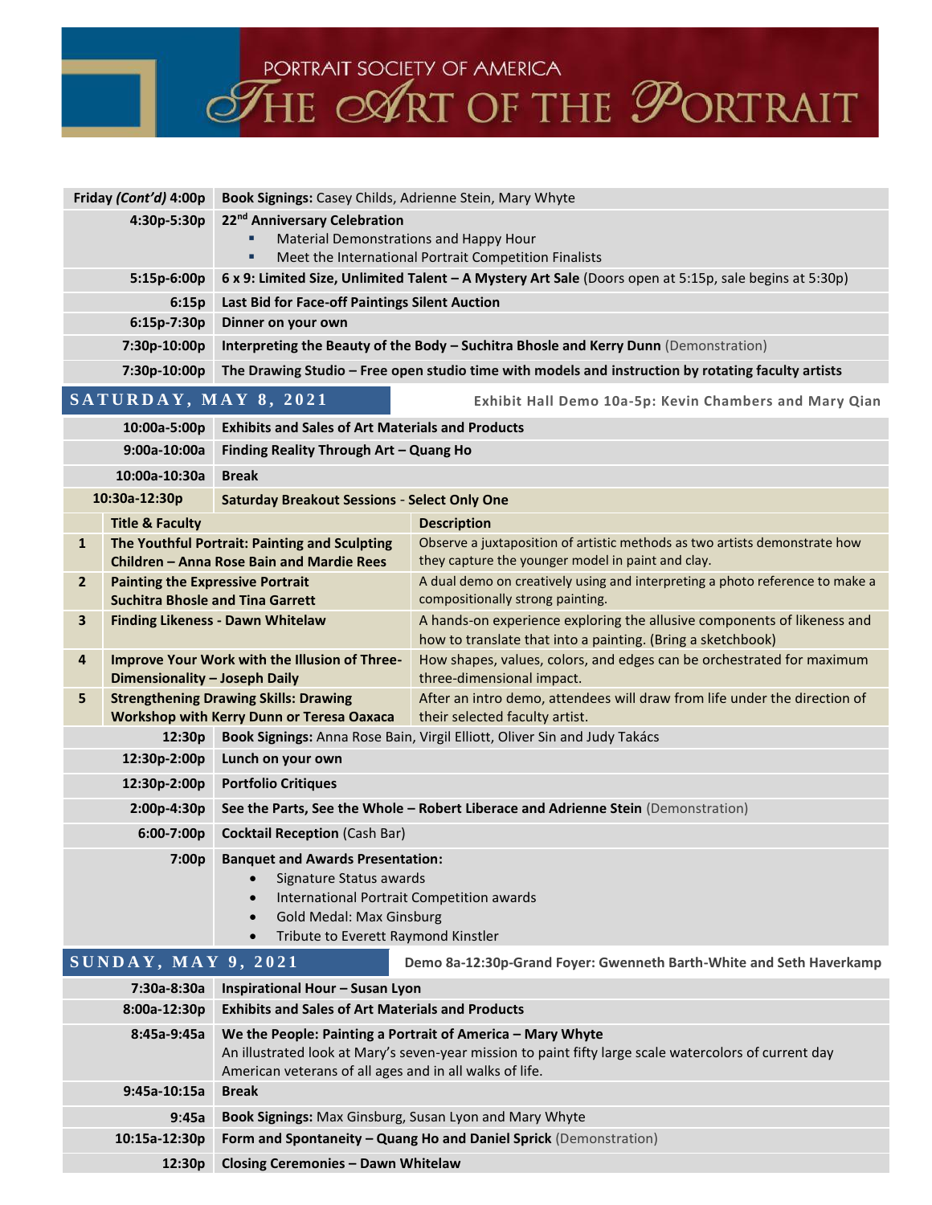# Portrait Society of America

# The Art of the Portrait

| | |
|---|---|
| **Friday *(Cont'd)* 4:00p** | **Book Signings:** Casey Childs, Adrienne Stein, Mary Whyte |
| **4:30p-5:30p** | **22nd Anniversary Celebration**<br>▪ Material Demonstrations and Happy Hour<br>▪ Meet the International Portrait Competition Finalists |
| **5:15p-6:00p** | **6 x 9: Limited Size, Unlimited Talent – A Mystery Art Sale** (Doors open at 5:15p, sale begins at 5:30p) |
| **6:15p** | **Last Bid for Face-off Paintings Silent Auction** |
| **6:15p-7:30p** | **Dinner on your own** |
| **7:30p-10:00p** | **Interpreting the Beauty of the Body – Suchitra Bhosle and Kerry Dunn** (Demonstration) |
| **7:30p-10:00p** | **The Drawing Studio – Free open studio time with models and instruction by rotating faculty artists** |

## SATURDAY, MAY 8, 2021

**Exhibit Hall Demo 10a-5p: Kevin Chambers and Mary Qian**

| | |
|---|---|
| **10:00a-5:00p** | **Exhibits and Sales of Art Materials and Products** |
| **9:00a-10:00a** | **Finding Reality Through Art – Quang Ho** |
| **10:00a-10:30a** | **Break** |
| **10:30a-12:30p** | **Saturday Breakout Sessions - Select Only One** |

| | Title & Faculty | Description |
|---|---|---|
| **1** | **The Youthful Portrait: Painting and Sculpting Children – Anna Rose Bain and Mardie Rees** | Observe a juxtaposition of artistic methods as two artists demonstrate how they capture the younger model in paint and clay. |
| **2** | **Painting the Expressive Portrait Suchitra Bhosle and Tina Garrett** | A dual demo on creatively using and interpreting a photo reference to make a compositionally strong painting. |
| **3** | **Finding Likeness - Dawn Whitelaw** | A hands-on experience exploring the allusive components of likeness and how to translate that into a painting. (Bring a sketchbook) |
| **4** | **Improve Your Work with the Illusion of Three-Dimensionality – Joseph Daily** | How shapes, values, colors, and edges can be orchestrated for maximum three-dimensional impact. |
| **5** | **Strengthening Drawing Skills: Drawing Workshop with Kerry Dunn or Teresa Oaxaca** | After an intro demo, attendees will draw from life under the direction of their selected faculty artist. |

| | |
|---|---|
| **12:30p** | **Book Signings:** Anna Rose Bain, Virgil Elliott, Oliver Sin and Judy Takács |
| **12:30p-2:00p** | **Lunch on your own** |
| **12:30p-2:00p** | **Portfolio Critiques** |
| **2:00p-4:30p** | **See the Parts, See the Whole – Robert Liberace and Adrienne Stein** (Demonstration) |
| **6:00-7:00p** | **Cocktail Reception** (Cash Bar) |
| **7:00p** | **Banquet and Awards Presentation:**<br>• Signature Status awards<br>• International Portrait Competition awards<br>• Gold Medal: Max Ginsburg<br>• Tribute to Everett Raymond Kinstler |

## SUNDAY, MAY 9, 2021

**Demo 8a-12:30p-Grand Foyer: Gwenneth Barth-White and Seth Haverkamp**

| | |
|---|---|
| **7:30a-8:30a** | **Inspirational Hour – Susan Lyon** |
| **8:00a-12:30p** | **Exhibits and Sales of Art Materials and Products** |
| **8:45a-9:45a** | **We the People: Painting a Portrait of America – Mary Whyte**<br>An illustrated look at Mary's seven-year mission to paint fifty large scale watercolors of current day American veterans of all ages and in all walks of life. |
| **9:45a-10:15a** | **Break** |
| **9:45a** | **Book Signings:** Max Ginsburg, Susan Lyon and Mary Whyte |
| **10:15a-12:30p** | **Form and Spontaneity – Quang Ho and Daniel Sprick** (Demonstration) |
| **12:30p** | **Closing Ceremonies – Dawn Whitelaw** |